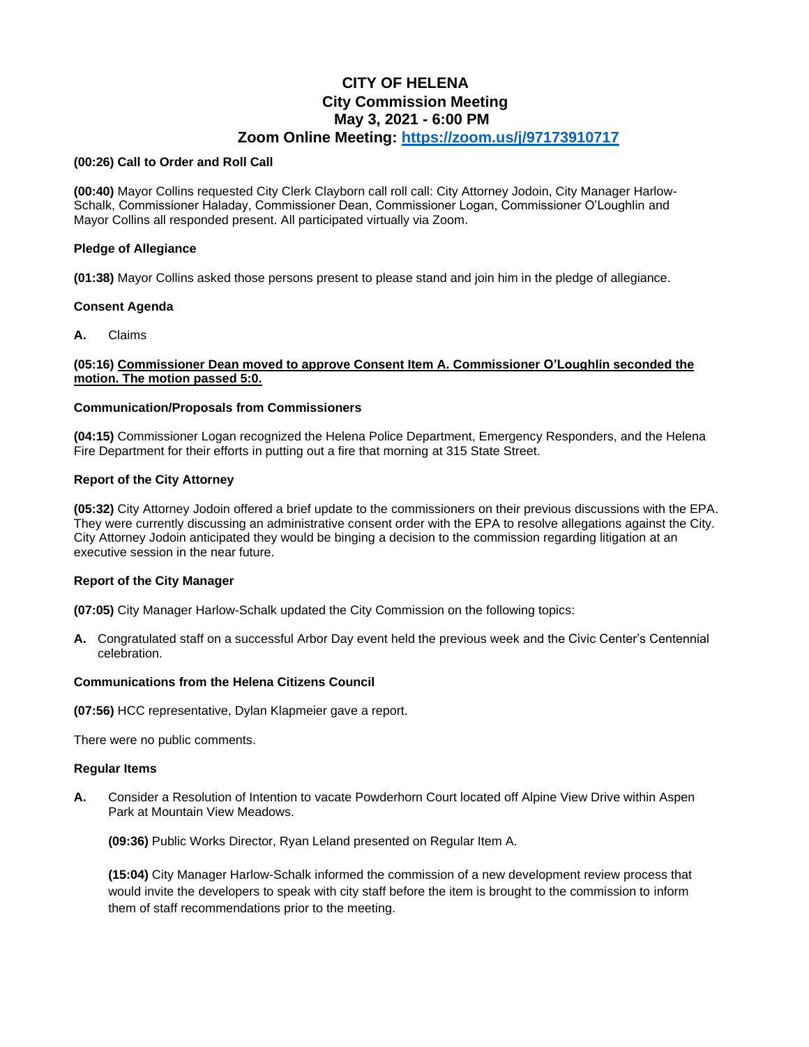# CITY OF HELENA
## City Commission Meeting
## May 3, 2021 - 6:00 PM
## Zoom Online Meeting: https://zoom.us/j/97173910717

**(00:26) Call to Order and Roll Call**

**(00:40)** Mayor Collins requested City Clerk Clayborn call roll call: City Attorney Jodoin, City Manager Harlow-Schalk, Commissioner Haladay, Commissioner Dean, Commissioner Logan, Commissioner O'Loughlin and Mayor Collins all responded present. All participated virtually via Zoom.

**Pledge of Allegiance**

**(01:38)** Mayor Collins asked those persons present to please stand and join him in the pledge of allegiance.

**Consent Agenda**

**A.** Claims

**(05:16) Commissioner Dean moved to approve Consent Item A. Commissioner O'Loughlin seconded the motion. The motion passed 5:0.**

**Communication/Proposals from Commissioners**

**(04:15)** Commissioner Logan recognized the Helena Police Department, Emergency Responders, and the Helena Fire Department for their efforts in putting out a fire that morning at 315 State Street.

**Report of the City Attorney**

**(05:32)** City Attorney Jodoin offered a brief update to the commissioners on their previous discussions with the EPA. They were currently discussing an administrative consent order with the EPA to resolve allegations against the City. City Attorney Jodoin anticipated they would be binging a decision to the commission regarding litigation at an executive session in the near future.

**Report of the City Manager**

**(07:05)** City Manager Harlow-Schalk updated the City Commission on the following topics:

**A.** Congratulated staff on a successful Arbor Day event held the previous week and the Civic Center's Centennial celebration.

**Communications from the Helena Citizens Council**

**(07:56)** HCC representative, Dylan Klapmeier gave a report.

There were no public comments.

**Regular Items**

**A.** Consider a Resolution of Intention to vacate Powderhorn Court located off Alpine View Drive within Aspen Park at Mountain View Meadows.

**(09:36)** Public Works Director, Ryan Leland presented on Regular Item A.

**(15:04)** City Manager Harlow-Schalk informed the commission of a new development review process that would invite the developers to speak with city staff before the item is brought to the commission to inform them of staff recommendations prior to the meeting.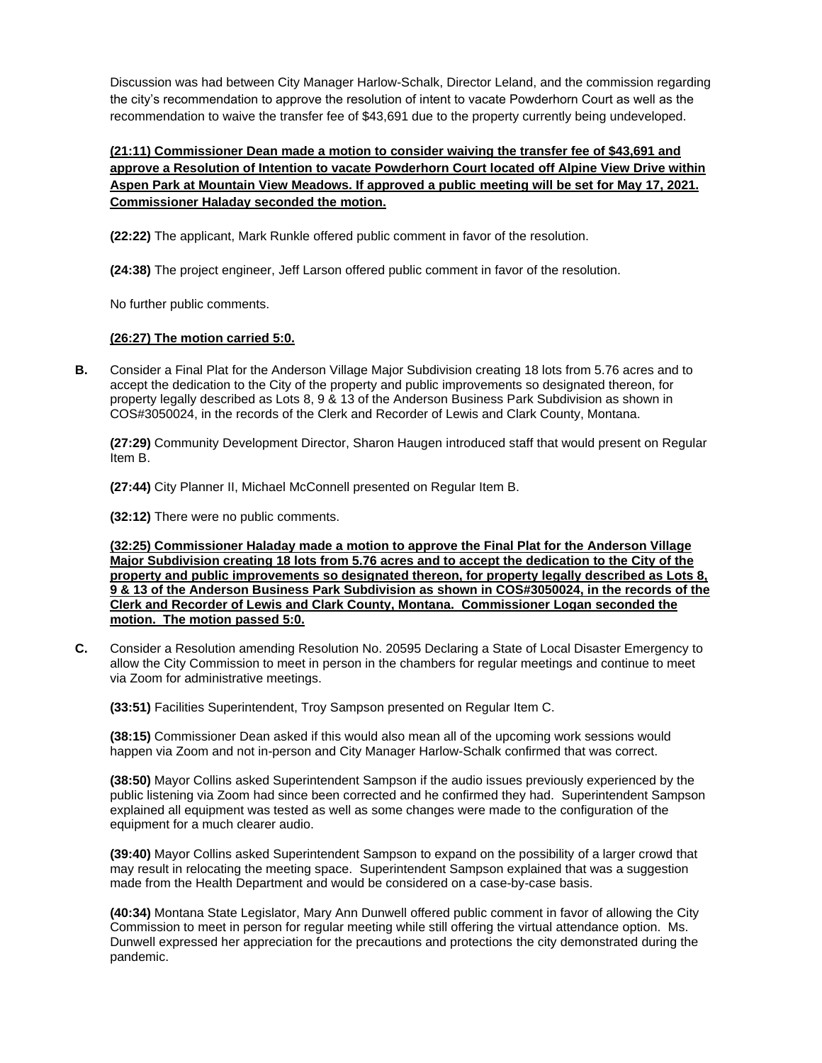Discussion was had between City Manager Harlow-Schalk, Director Leland, and the commission regarding the city's recommendation to approve the resolution of intent to vacate Powderhorn Court as well as the recommendation to waive the transfer fee of $43,691 due to the property currently being undeveloped.

**(21:11) Commissioner Dean made a motion to consider waiving the transfer fee of $43,691 and approve a Resolution of Intention to vacate Powderhorn Court located off Alpine View Drive within Aspen Park at Mountain View Meadows. If approved a public meeting will be set for May 17, 2021. Commissioner Haladay seconded the motion.**

**(22:22)** The applicant, Mark Runkle offered public comment in favor of the resolution.

**(24:38)** The project engineer, Jeff Larson offered public comment in favor of the resolution.

No further public comments.

**(26:27) The motion carried 5:0.**

**B.** Consider a Final Plat for the Anderson Village Major Subdivision creating 18 lots from 5.76 acres and to accept the dedication to the City of the property and public improvements so designated thereon, for property legally described as Lots 8, 9 & 13 of the Anderson Business Park Subdivision as shown in COS#3050024, in the records of the Clerk and Recorder of Lewis and Clark County, Montana.

**(27:29)** Community Development Director, Sharon Haugen introduced staff that would present on Regular Item B.

**(27:44)** City Planner II, Michael McConnell presented on Regular Item B.

**(32:12)** There were no public comments.

**(32:25) Commissioner Haladay made a motion to approve the Final Plat for the Anderson Village Major Subdivision creating 18 lots from 5.76 acres and to accept the dedication to the City of the property and public improvements so designated thereon, for property legally described as Lots 8, 9 & 13 of the Anderson Business Park Subdivision as shown in COS#3050024, in the records of the Clerk and Recorder of Lewis and Clark County, Montana. Commissioner Logan seconded the motion. The motion passed 5:0.**

**C.** Consider a Resolution amending Resolution No. 20595 Declaring a State of Local Disaster Emergency to allow the City Commission to meet in person in the chambers for regular meetings and continue to meet via Zoom for administrative meetings.

**(33:51)** Facilities Superintendent, Troy Sampson presented on Regular Item C.

**(38:15)** Commissioner Dean asked if this would also mean all of the upcoming work sessions would happen via Zoom and not in-person and City Manager Harlow-Schalk confirmed that was correct.

**(38:50)** Mayor Collins asked Superintendent Sampson if the audio issues previously experienced by the public listening via Zoom had since been corrected and he confirmed they had. Superintendent Sampson explained all equipment was tested as well as some changes were made to the configuration of the equipment for a much clearer audio.

**(39:40)** Mayor Collins asked Superintendent Sampson to expand on the possibility of a larger crowd that may result in relocating the meeting space. Superintendent Sampson explained that was a suggestion made from the Health Department and would be considered on a case-by-case basis.

**(40:34)** Montana State Legislator, Mary Ann Dunwell offered public comment in favor of allowing the City Commission to meet in person for regular meeting while still offering the virtual attendance option. Ms. Dunwell expressed her appreciation for the precautions and protections the city demonstrated during the pandemic.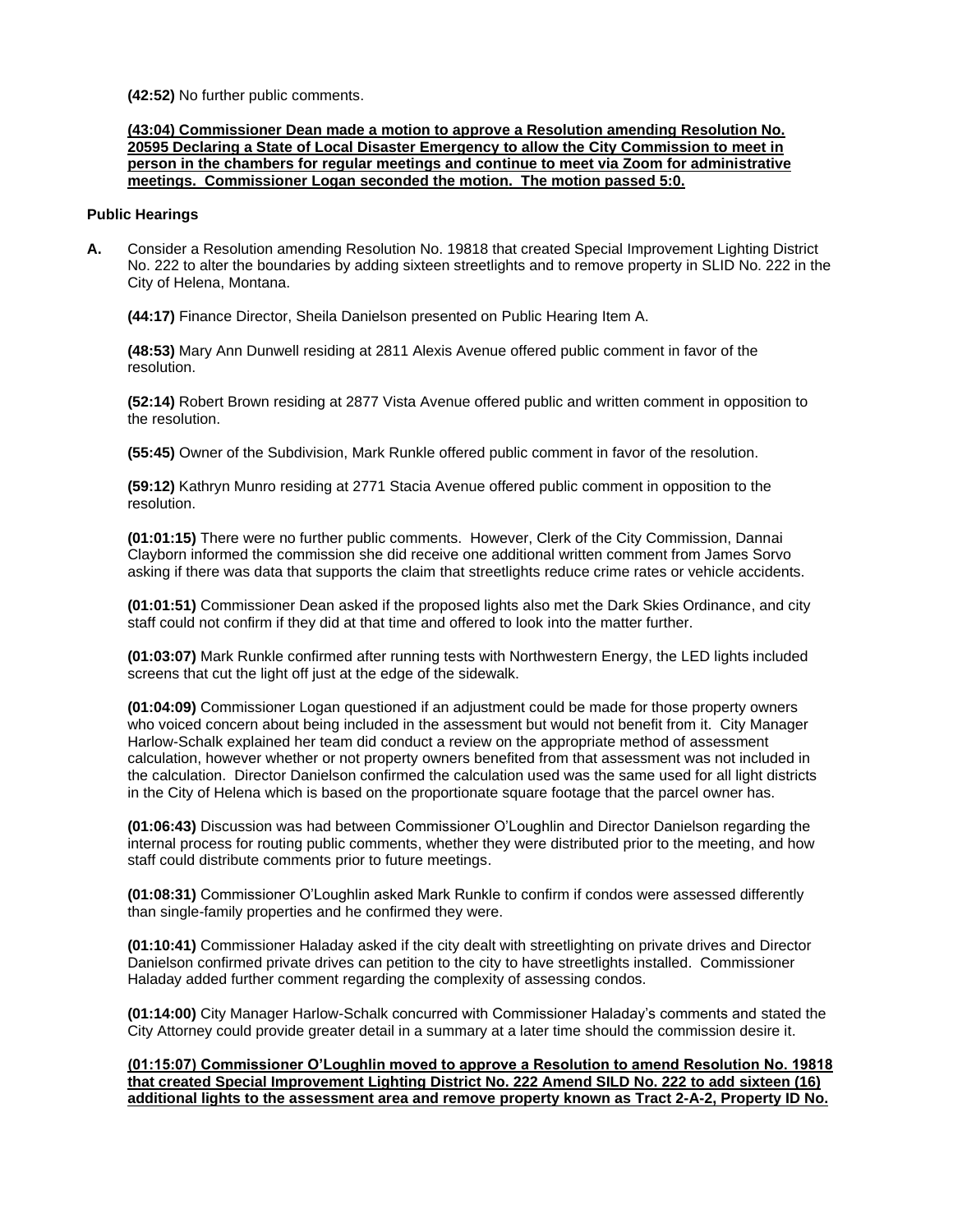**(42:52)** No further public comments.

**(43:04) Commissioner Dean made a motion to approve a Resolution amending Resolution No. 20595 Declaring a State of Local Disaster Emergency to allow the City Commission to meet in person in the chambers for regular meetings and continue to meet via Zoom for administrative meetings. Commissioner Logan seconded the motion. The motion passed 5:0.**

**Public Hearings**

**A.** Consider a Resolution amending Resolution No. 19818 that created Special Improvement Lighting District No. 222 to alter the boundaries by adding sixteen streetlights and to remove property in SLID No. 222 in the City of Helena, Montana.

**(44:17)** Finance Director, Sheila Danielson presented on Public Hearing Item A.

**(48:53)** Mary Ann Dunwell residing at 2811 Alexis Avenue offered public comment in favor of the resolution.

**(52:14)** Robert Brown residing at 2877 Vista Avenue offered public and written comment in opposition to the resolution.

**(55:45)** Owner of the Subdivision, Mark Runkle offered public comment in favor of the resolution.

**(59:12)** Kathryn Munro residing at 2771 Stacia Avenue offered public comment in opposition to the resolution.

**(01:01:15)** There were no further public comments. However, Clerk of the City Commission, Dannai Clayborn informed the commission she did receive one additional written comment from James Sorvo asking if there was data that supports the claim that streetlights reduce crime rates or vehicle accidents.

**(01:01:51)** Commissioner Dean asked if the proposed lights also met the Dark Skies Ordinance, and city staff could not confirm if they did at that time and offered to look into the matter further.

**(01:03:07)** Mark Runkle confirmed after running tests with Northwestern Energy, the LED lights included screens that cut the light off just at the edge of the sidewalk.

**(01:04:09)** Commissioner Logan questioned if an adjustment could be made for those property owners who voiced concern about being included in the assessment but would not benefit from it. City Manager Harlow-Schalk explained her team did conduct a review on the appropriate method of assessment calculation, however whether or not property owners benefited from that assessment was not included in the calculation. Director Danielson confirmed the calculation used was the same used for all light districts in the City of Helena which is based on the proportionate square footage that the parcel owner has.

**(01:06:43)** Discussion was had between Commissioner O'Loughlin and Director Danielson regarding the internal process for routing public comments, whether they were distributed prior to the meeting, and how staff could distribute comments prior to future meetings.

**(01:08:31)** Commissioner O'Loughlin asked Mark Runkle to confirm if condos were assessed differently than single-family properties and he confirmed they were.

**(01:10:41)** Commissioner Haladay asked if the city dealt with streetlighting on private drives and Director Danielson confirmed private drives can petition to the city to have streetlights installed. Commissioner Haladay added further comment regarding the complexity of assessing condos.

**(01:14:00)** City Manager Harlow-Schalk concurred with Commissioner Haladay's comments and stated the City Attorney could provide greater detail in a summary at a later time should the commission desire it.

**(01:15:07) Commissioner O'Loughlin moved to approve a Resolution to amend Resolution No. 19818 that created Special Improvement Lighting District No. 222 Amend SILD No. 222 to add sixteen (16) additional lights to the assessment area and remove property known as Tract 2-A-2, Property ID No.**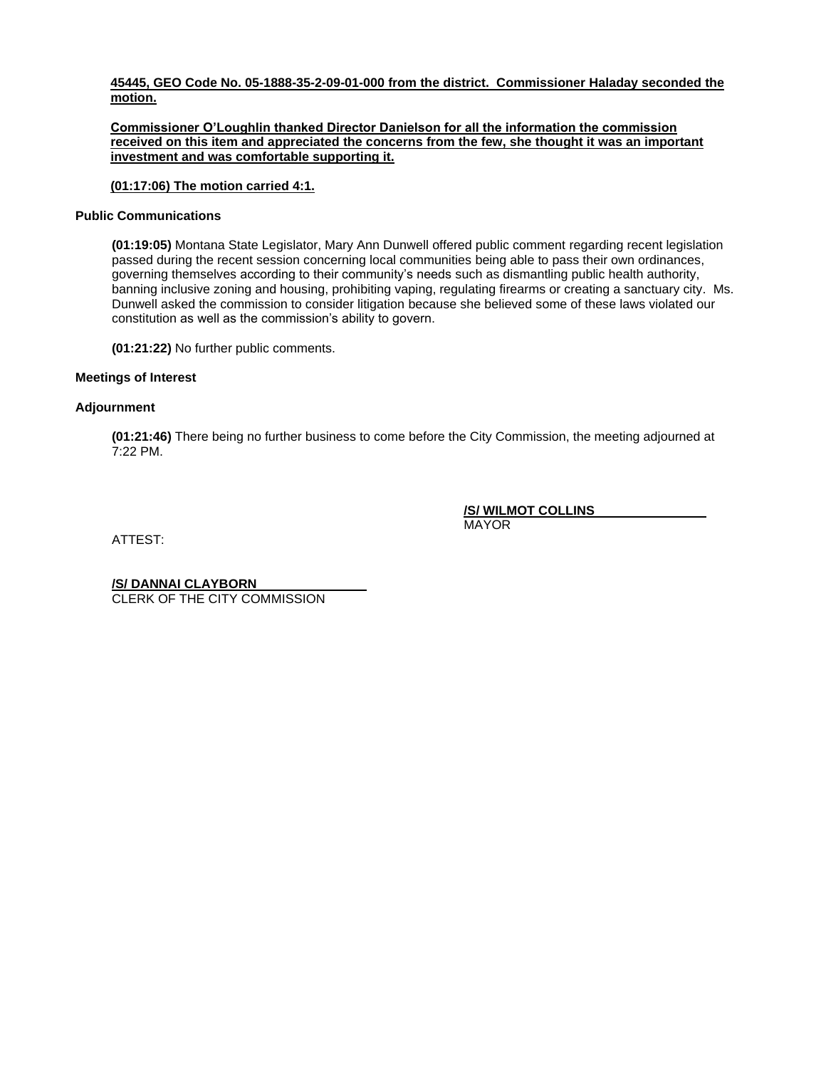**45445, GEO Code No. 05-1888-35-2-09-01-000 from the district. Commissioner Haladay seconded the motion.**

**Commissioner O'Loughlin thanked Director Danielson for all the information the commission received on this item and appreciated the concerns from the few, she thought it was an important investment and was comfortable supporting it.**

**(01:17:06) The motion carried 4:1.**

### Public Communications

**(01:19:05)** Montana State Legislator, Mary Ann Dunwell offered public comment regarding recent legislation passed during the recent session concerning local communities being able to pass their own ordinances, governing themselves according to their community's needs such as dismantling public health authority, banning inclusive zoning and housing, prohibiting vaping, regulating firearms or creating a sanctuary city. Ms. Dunwell asked the commission to consider litigation because she believed some of these laws violated our constitution as well as the commission's ability to govern.

**(01:21:22)** No further public comments.

### Meetings of Interest

### Adjournment

**(01:21:46)** There being no further business to come before the City Commission, the meeting adjourned at 7:22 PM.

**/S/ WILMOT COLLINS**
MAYOR

ATTEST:

**/S/ DANNAI CLAYBORN**
CLERK OF THE CITY COMMISSION